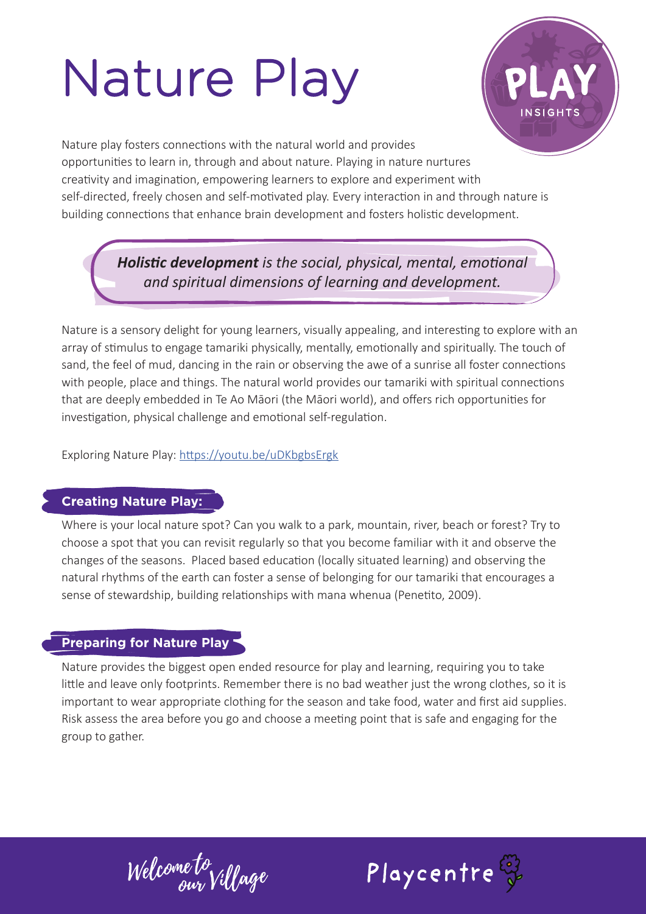# Nature Play

Nature play fosters connections with the natural world and provides opportunities to learn in, through and about nature. Playing in nature nurtures creativity and imagination, empowering learners to explore and experiment with self-directed, freely chosen and self-motivated play. Every interaction in and through nature is building connections that enhance brain development and fosters holistic development.

> ***Holistic development*** *is the social, physical, mental, emotional and spiritual dimensions of learning and development.*

Nature is a sensory delight for young learners, visually appealing, and interesting to explore with an array of stimulus to engage tamariki physically, mentally, emotionally and spiritually. The touch of sand, the feel of mud, dancing in the rain or observing the awe of a sunrise all foster connections with people, place and things. The natural world provides our tamariki with spiritual connections that are deeply embedded in Te Ao Māori (the Māori world), and offers rich opportunities for investigation, physical challenge and emotional self-regulation.

Exploring Nature Play: https://youtu.be/uDKbgbsErgk

## Creating Nature Play:

Where is your local nature spot? Can you walk to a park, mountain, river, beach or forest? Try to choose a spot that you can revisit regularly so that you become familiar with it and observe the changes of the seasons. Placed based education (locally situated learning) and observing the natural rhythms of the earth can foster a sense of belonging for our tamariki that encourages a sense of stewardship, building relationships with mana whenua (Penetito, 2009).

## Preparing for Nature Play

Nature provides the biggest open ended resource for play and learning, requiring you to take little and leave only footprints. Remember there is no bad weather just the wrong clothes, so it is important to wear appropriate clothing for the season and take food, water and first aid supplies. Risk assess the area before you go and choose a meeting point that is safe and engaging for the group to gather.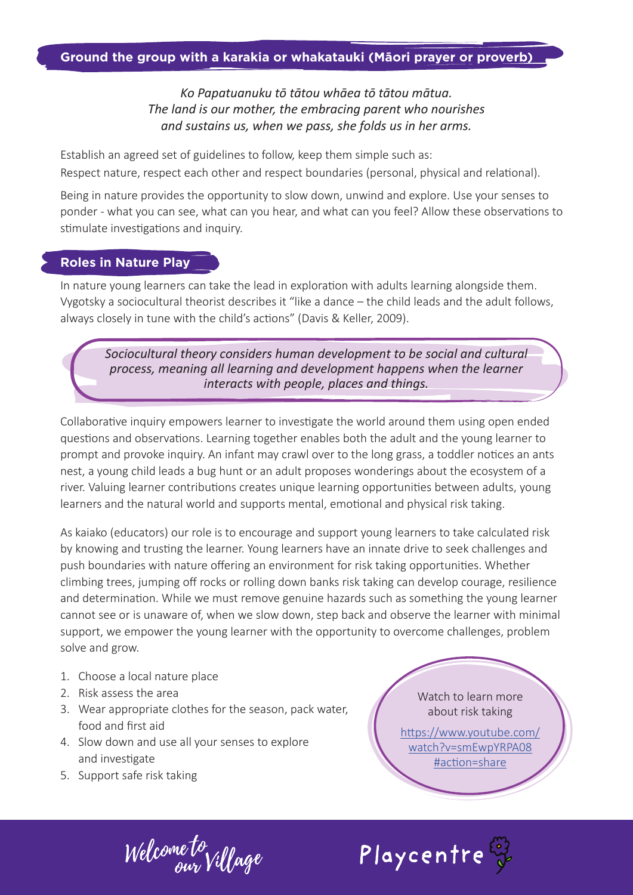## Ground the group with a karakia or whakatauki (Māori prayer or proverb)

*Ko Papatuanuku tō tātou whāea tō tātou mātua.*
*The land is our mother, the embracing parent who nourishes and sustains us, when we pass, she folds us in her arms.*

Establish an agreed set of guidelines to follow, keep them simple such as:
Respect nature, respect each other and respect boundaries (personal, physical and relational).

Being in nature provides the opportunity to slow down, unwind and explore. Use your senses to ponder - what you can see, what can you hear, and what can you feel? Allow these observations to stimulate investigations and inquiry.

## Roles in Nature Play

In nature young learners can take the lead in exploration with adults learning alongside them. Vygotsky a sociocultural theorist describes it "like a dance – the child leads and the adult follows, always closely in tune with the child's actions" (Davis & Keller, 2009).

*Sociocultural theory considers human development to be social and cultural process, meaning all learning and development happens when the learner interacts with people, places and things.*

Collaborative inquiry empowers learner to investigate the world around them using open ended questions and observations. Learning together enables both the adult and the young learner to prompt and provoke inquiry. An infant may crawl over to the long grass, a toddler notices an ants nest, a young child leads a bug hunt or an adult proposes wonderings about the ecosystem of a river. Valuing learner contributions creates unique learning opportunities between adults, young learners and the natural world and supports mental, emotional and physical risk taking.

As kaiako (educators) our role is to encourage and support young learners to take calculated risk by knowing and trusting the learner. Young learners have an innate drive to seek challenges and push boundaries with nature offering an environment for risk taking opportunities. Whether climbing trees, jumping off rocks or rolling down banks risk taking can develop courage, resilience and determination. While we must remove genuine hazards such as something the young learner cannot see or is unaware of, when we slow down, step back and observe the learner with minimal support, we empower the young learner with the opportunity to overcome challenges, problem solve and grow.

1. Choose a local nature place
2. Risk assess the area
3. Wear appropriate clothes for the season, pack water, food and first aid
4. Slow down and use all your senses to explore and investigate
5. Support safe risk taking

Watch to learn more about risk taking

https://www.youtube.com/watch?v=smEwpYRPA08#action=share

Welcome to our Village

Playcentre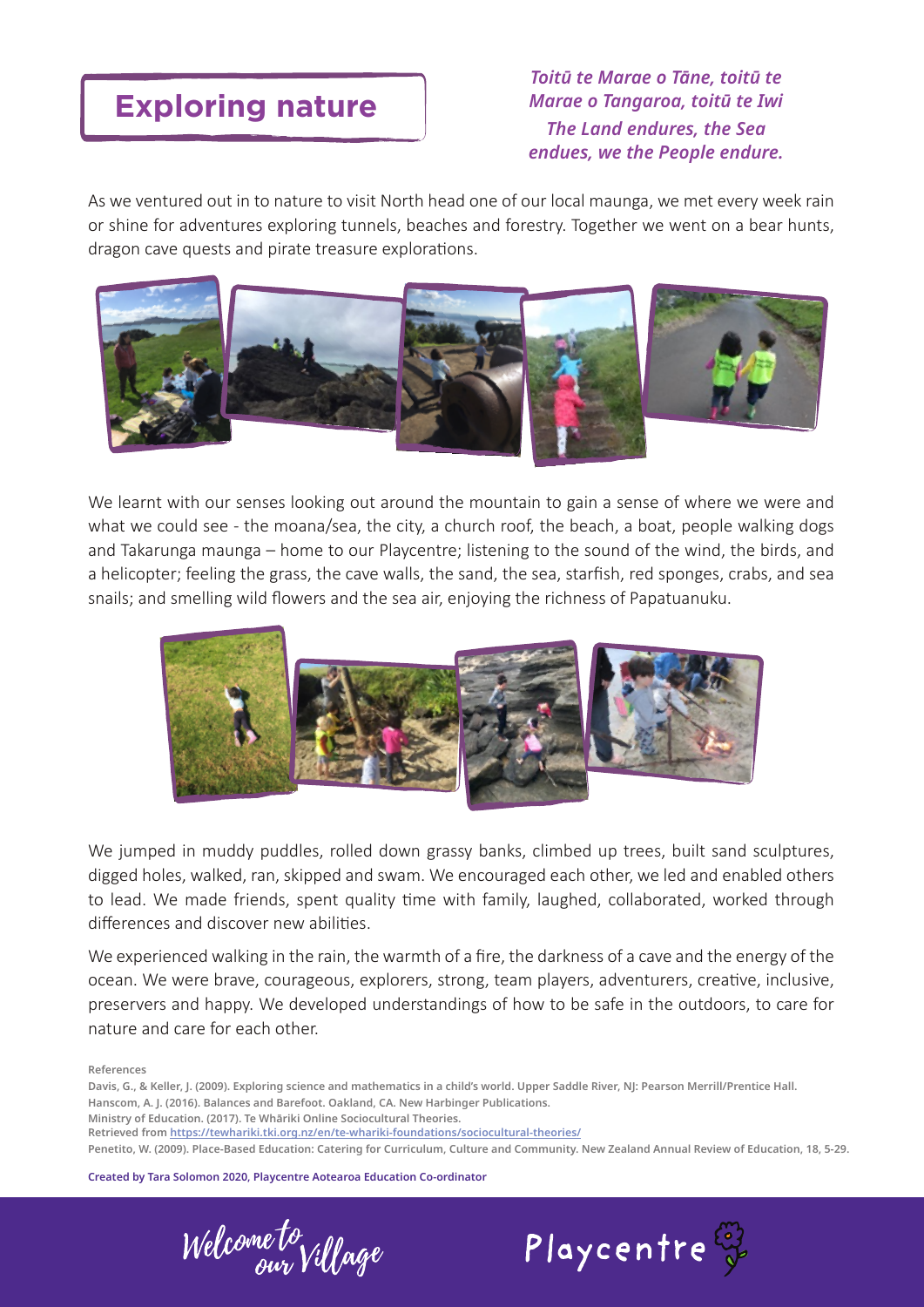# Exploring nature

***Toitū te Marae o Tāne, toitū te Marae o Tangaroa, toitū te Iwi***
***The Land endures, the Sea endues, we the People endure.***

As we ventured out in to nature to visit North head one of our local maunga, we met every week rain or shine for adventures exploring tunnels, beaches and forestry. Together we went on a bear hunts, dragon cave quests and pirate treasure explorations.

We learnt with our senses looking out around the mountain to gain a sense of where we were and what we could see - the moana/sea, the city, a church roof, the beach, a boat, people walking dogs and Takarunga maunga – home to our Playcentre; listening to the sound of the wind, the birds, and a helicopter; feeling the grass, the cave walls, the sand, the sea, starfish, red sponges, crabs, and sea snails; and smelling wild flowers and the sea air, enjoying the richness of Papatuanuku.

We jumped in muddy puddles, rolled down grassy banks, climbed up trees, built sand sculptures, digged holes, walked, ran, skipped and swam. We encouraged each other, we led and enabled others to lead. We made friends, spent quality time with family, laughed, collaborated, worked through differences and discover new abilities.

We experienced walking in the rain, the warmth of a fire, the darkness of a cave and the energy of the ocean. We were brave, courageous, explorers, strong, team players, adventurers, creative, inclusive, preservers and happy. We developed understandings of how to be safe in the outdoors, to care for nature and care for each other.

**References**

**Davis, G., & Keller, J. (2009). Exploring science and mathematics in a child's world. Upper Saddle River, NJ: Pearson Merrill/Prentice Hall.**
**Hanscom, A. J. (2016). Balances and Barefoot. Oakland, CA. New Harbinger Publications.**
**Ministry of Education. (2017). Te Whāriki Online Sociocultural Theories.**
**Retrieved from https://tewhariki.tki.org.nz/en/te-whariki-foundations/sociocultural-theories/**
**Penetito, W. (2009). Place-Based Education: Catering for Curriculum, Culture and Community. New Zealand Annual Review of Education, 18, 5-29.**

**Created by Tara Solomon 2020, Playcentre Aotearoa Education Co-ordinator**

Welcome to our Village

Playcentre